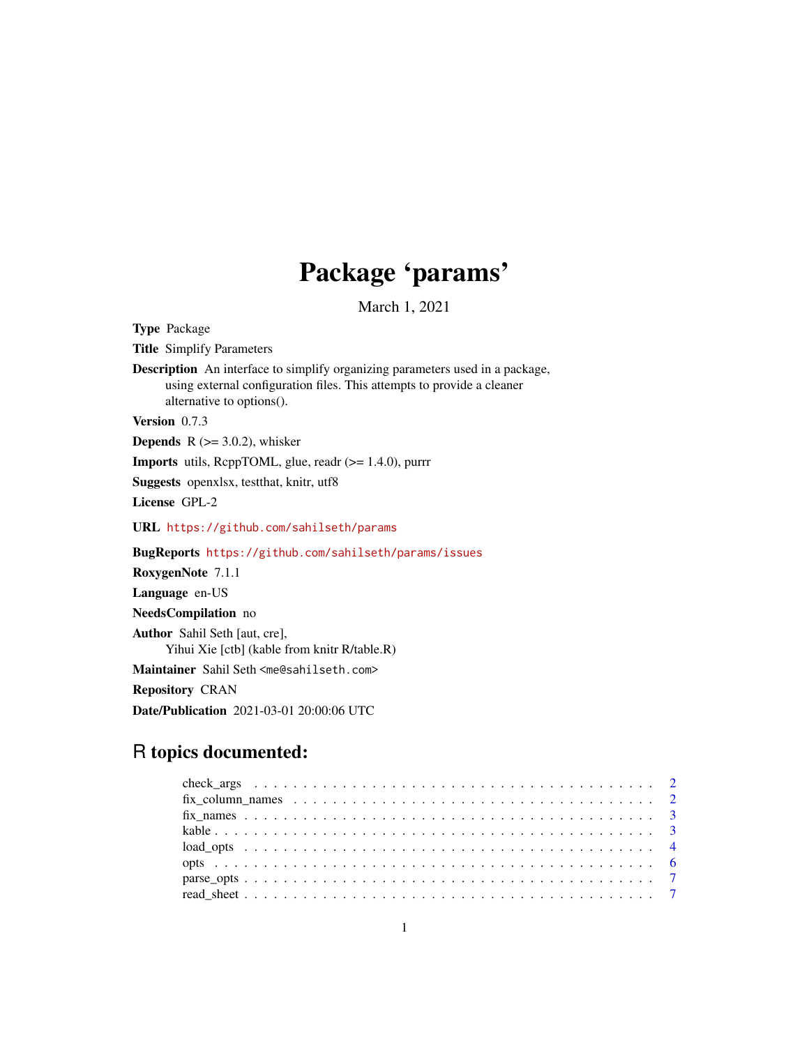# Package 'params'

March 1, 2021

**Type** Package

**Title** Simplify Parameters

**Description** An interface to simplify organizing parameters used in a package, using external configuration files. This attempts to provide a cleaner alternative to options().

**Version** 0.7.3

**Depends** R (>= 3.0.2), whisker

**Imports** utils, RcppTOML, glue, readr (>= 1.4.0), purrr

**Suggests** openxlsx, testthat, knitr, utf8

**License** GPL-2

**URL** https://github.com/sahilseth/params

**BugReports** https://github.com/sahilseth/params/issues

**RoxygenNote** 7.1.1

**Language** en-US

**NeedsCompilation** no

**Author** Sahil Seth [aut, cre], Yihui Xie [ctb] (kable from knitr R/table.R)

**Maintainer** Sahil Seth <me@sahilseth.com>

**Repository** CRAN

**Date/Publication** 2021-03-01 20:00:06 UTC

## R topics documented:

- check_args . . . . . . . . . . . . . . . . . . . . . . . . . . . . . . . . . . . . . . . . 2
- fix_column_names . . . . . . . . . . . . . . . . . . . . . . . . . . . . . . . . . . . . 2
- fix_names . . . . . . . . . . . . . . . . . . . . . . . . . . . . . . . . . . . . . . . . . 3
- kable . . . . . . . . . . . . . . . . . . . . . . . . . . . . . . . . . . . . . . . . . . . . 3
- load_opts . . . . . . . . . . . . . . . . . . . . . . . . . . . . . . . . . . . . . . . . . 4
- opts . . . . . . . . . . . . . . . . . . . . . . . . . . . . . . . . . . . . . . . . . . . . . 6
- parse_opts . . . . . . . . . . . . . . . . . . . . . . . . . . . . . . . . . . . . . . . . 7
- read_sheet . . . . . . . . . . . . . . . . . . . . . . . . . . . . . . . . . . . . . . . . 7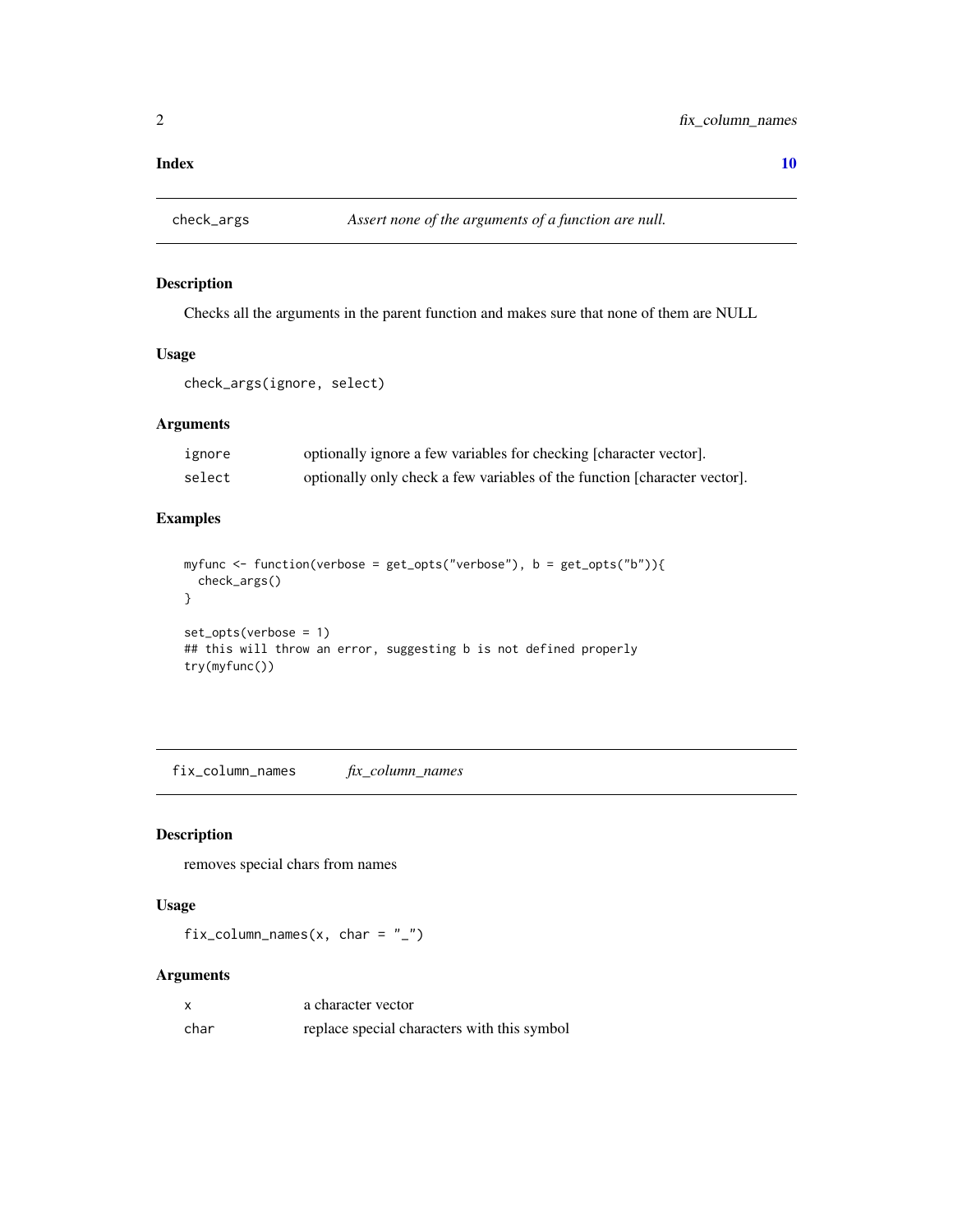**Index** **10**

## check_args — *Assert none of the arguments of a function are null.*

### Description

Checks all the arguments in the parent function and makes sure that none of them are NULL

### Usage

```
check_args(ignore, select)
```

### Arguments

| | |
|---|---|
| ignore | optionally ignore a few variables for checking [character vector]. |
| select | optionally only check a few variables of the function [character vector]. |

### Examples

```
myfunc <- function(verbose = get_opts("verbose"), b = get_opts("b")){
  check_args()
}

set_opts(verbose = 1)
## this will throw an error, suggesting b is not defined properly
try(myfunc())
```

## fix_column_names — *fix_column_names*

### Description

removes special chars from names

### Usage

```
fix_column_names(x, char = "_")
```

### Arguments

| | |
|---|---|
| x | a character vector |
| char | replace special characters with this symbol |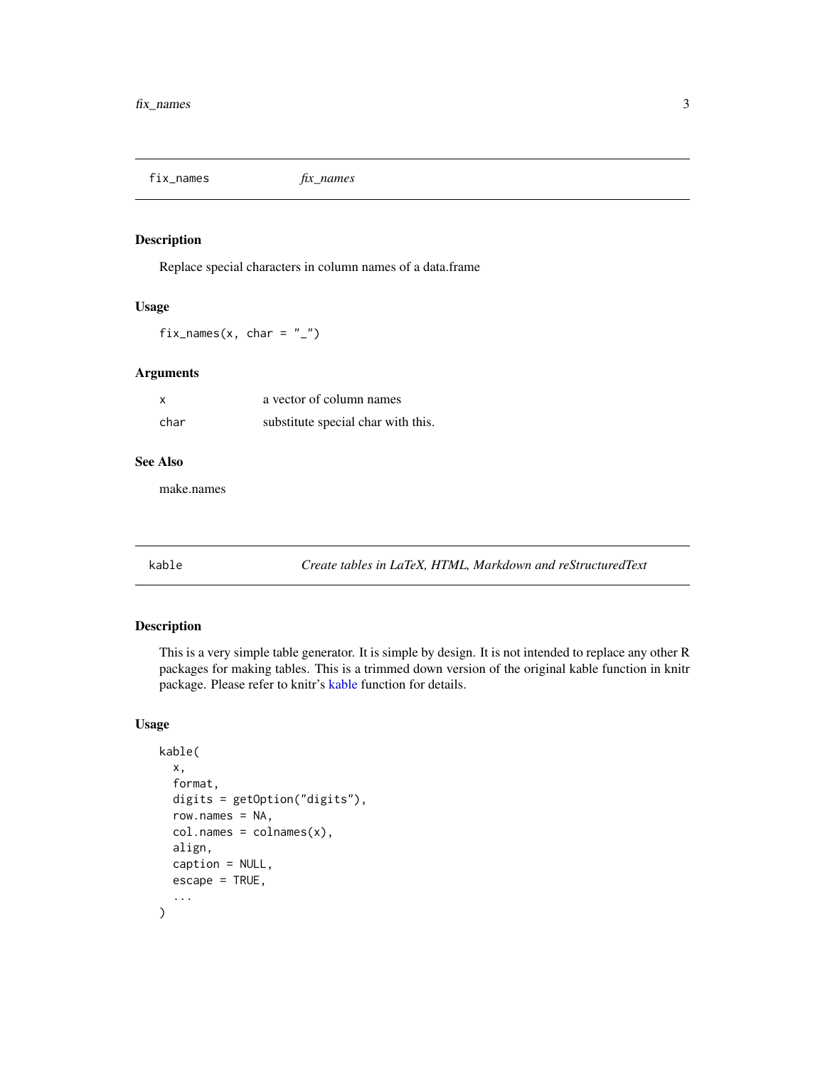## fix_names — *fix_names*

### Description

Replace special characters in column names of a data.frame

### Usage

```
fix_names(x, char = "_")
```

### Arguments

| | |
|---|---|
| x | a vector of column names |
| char | substitute special char with this. |

### See Also

make.names

## kable — *Create tables in LaTeX, HTML, Markdown and reStructuredText*

### Description

This is a very simple table generator. It is simple by design. It is not intended to replace any other R packages for making tables. This is a trimmed down version of the original kable function in knitr package. Please refer to knitr's kable function for details.

### Usage

```
kable(
  x,
  format,
  digits = getOption("digits"),
  row.names = NA,
  col.names = colnames(x),
  align,
  caption = NULL,
  escape = TRUE,
  ...
)
```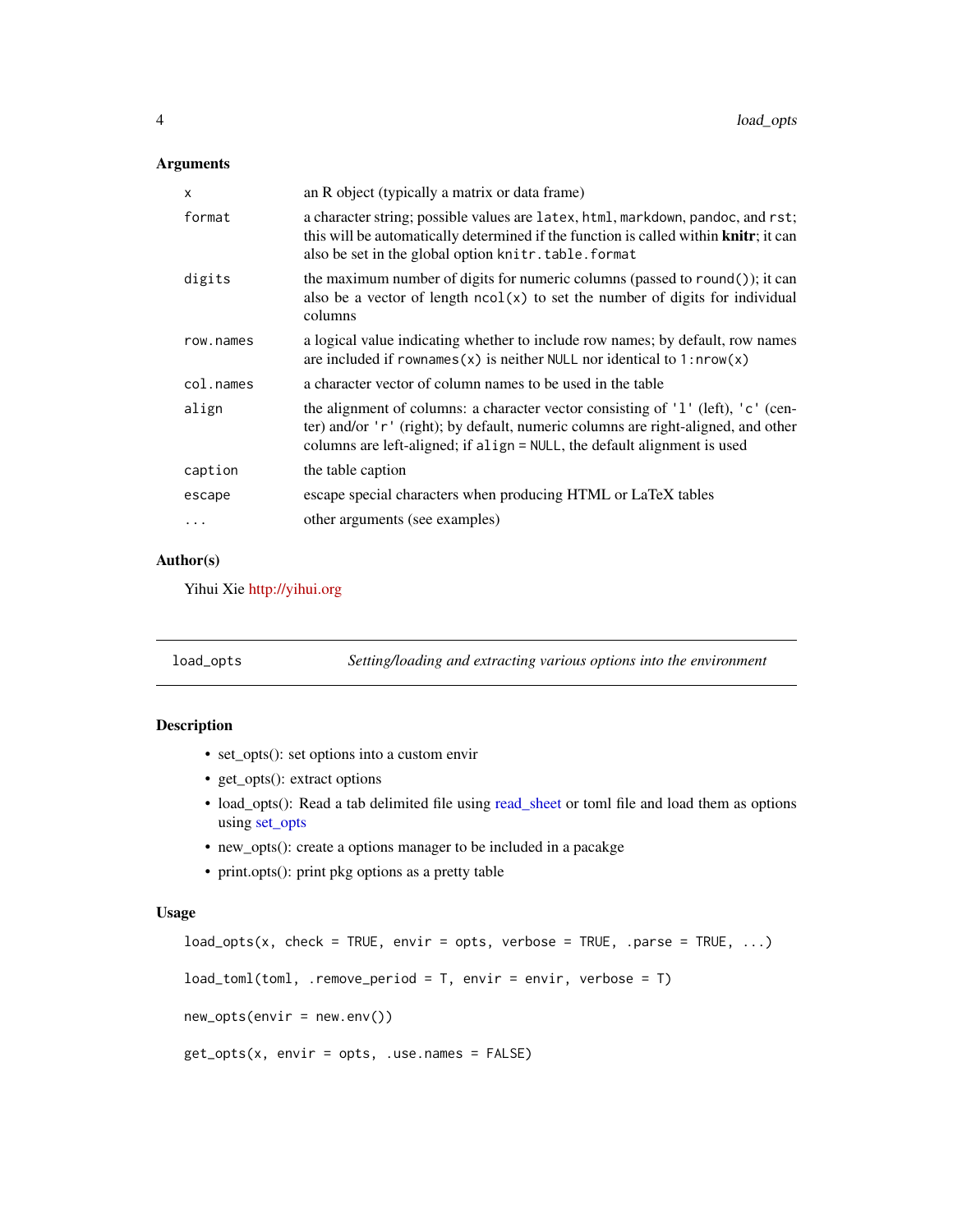## Arguments

| | |
|---|---|
| `x` | an R object (typically a matrix or data frame) |
| `format` | a character string; possible values are `latex`, `html`, `markdown`, `pandoc`, and `rst`; this will be automatically determined if the function is called within **knitr**; it can also be set in the global option `knitr.table.format` |
| `digits` | the maximum number of digits for numeric columns (passed to `round()`); it can also be a vector of length `ncol(x)` to set the number of digits for individual columns |
| `row.names` | a logical value indicating whether to include row names; by default, row names are included if `rownames(x)` is neither `NULL` nor identical to `1:nrow(x)` |
| `col.names` | a character vector of column names to be used in the table |
| `align` | the alignment of columns: a character vector consisting of `'l'` (left), `'c'` (center) and/or `'r'` (right); by default, numeric columns are right-aligned, and other columns are left-aligned; if `align = NULL`, the default alignment is used |
| `caption` | the table caption |
| `escape` | escape special characters when producing HTML or LaTeX tables |
| `...` | other arguments (see examples) |

## Author(s)

Yihui Xie http://yihui.org

---

`load_opts` *Setting/loading and extracting various options into the environment*

---

## Description

- set_opts(): set options into a custom envir
- get_opts(): extract options
- load_opts(): Read a tab delimited file using read_sheet or toml file and load them as options using set_opts
- new_opts(): create a options manager to be included in a pacakge
- print.opts(): print pkg options as a pretty table

## Usage

```
load_opts(x, check = TRUE, envir = opts, verbose = TRUE, .parse = TRUE, ...)

load_toml(toml, .remove_period = T, envir = envir, verbose = T)

new_opts(envir = new.env())

get_opts(x, envir = opts, .use.names = FALSE)
```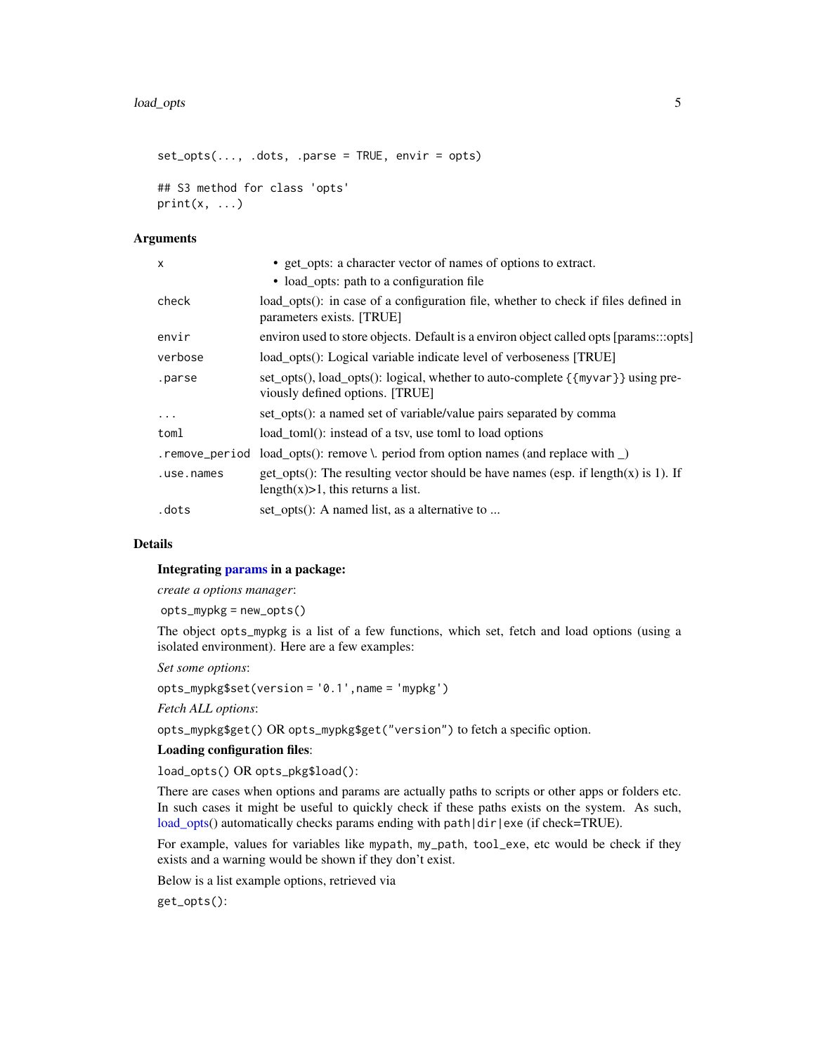```
set_opts(..., .dots, .parse = TRUE, envir = opts)

## S3 method for class 'opts'
print(x, ...)
```

## Arguments

| | |
|---|---|
| x | • get_opts: a character vector of names of options to extract.<br>• load_opts: path to a configuration file |
| check | load_opts(): in case of a configuration file, whether to check if files defined in parameters exists. [TRUE] |
| envir | environ used to store objects. Default is a environ object called opts [params:::opts] |
| verbose | load_opts(): Logical variable indicate level of verboseness [TRUE] |
| .parse | set_opts(), load_opts(): logical, whether to auto-complete {{myvar}} using previously defined options. [TRUE] |
| ... | set_opts(): a named set of variable/value pairs separated by comma |
| toml | load_toml(): instead of a tsv, use toml to load options |
| .remove_period | load_opts(): remove \. period from option names (and replace with _) |
| .use.names | get_opts(): The resulting vector should be have names (esp. if length(x) is 1). If length(x)>1, this returns a list. |
| .dots | set_opts(): A named list, as a alternative to ... |

## Details

**Integrating params in a package:**

*create a options manager*:

`opts_mypkg = new_opts()`

The object `opts_mypkg` is a list of a few functions, which set, fetch and load options (using a isolated environment). Here are a few examples:

*Set some options*:

`opts_mypkg$set(version = '0.1',name = 'mypkg')`

*Fetch ALL options*:

`opts_mypkg$get()` OR `opts_mypkg$get("version")` to fetch a specific option.

**Loading configuration files**:

`load_opts()` OR `opts_pkg$load()`:

There are cases when options and params are actually paths to scripts or other apps or folders etc. In such cases it might be useful to quickly check if these paths exists on the system. As such, load_opts() automatically checks params ending with `path|dir|exe` (if check=TRUE).

For example, values for variables like `mypath`, `my_path`, `tool_exe`, etc would be check if they exists and a warning would be shown if they don't exist.

Below is a list example options, retrieved via

`get_opts()`: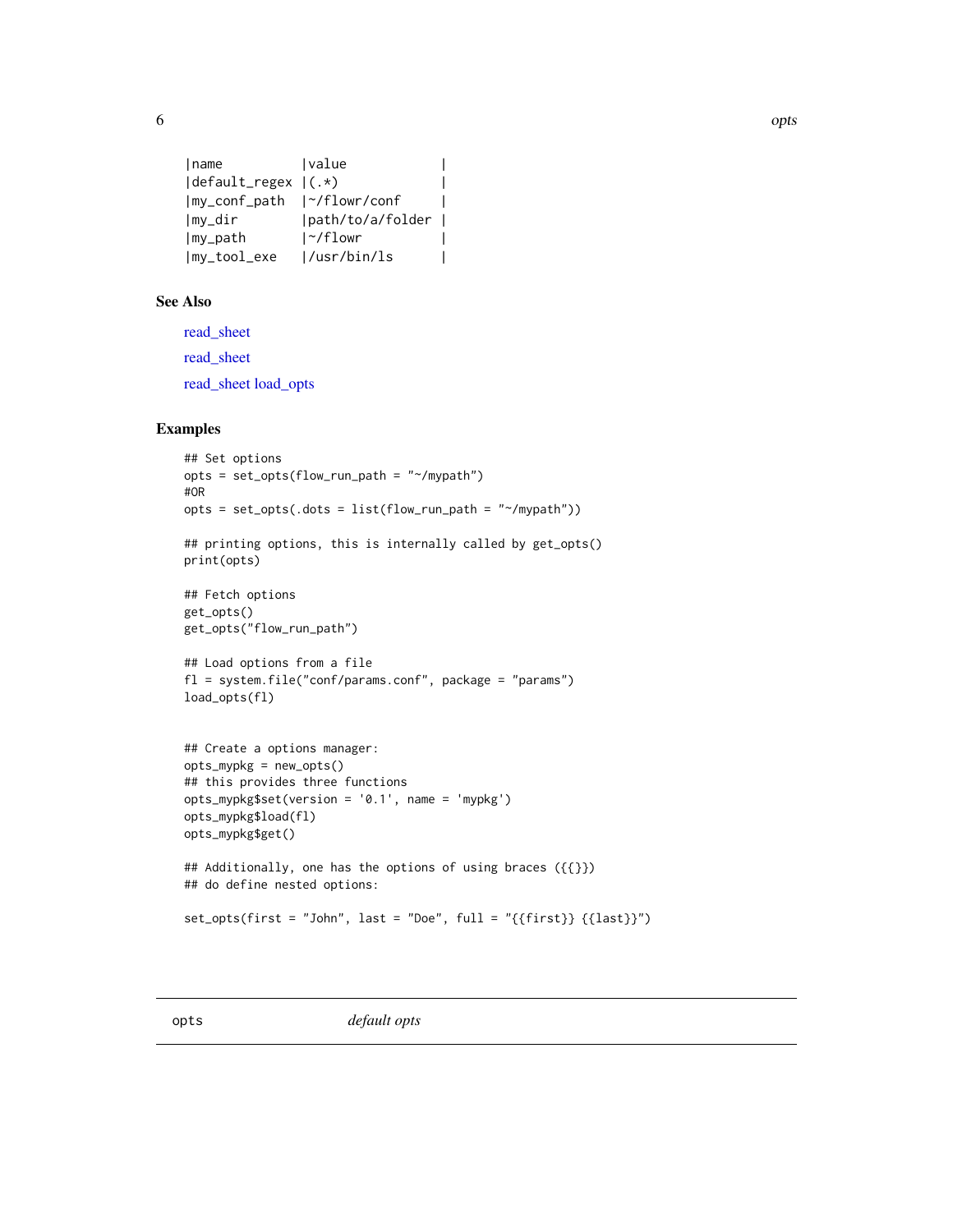```
|name          |value            |
|default_regex |(.*)             |
|my_conf_path  |~/flowr/conf     |
|my_dir        |path/to/a/folder |
|my_path       |~/flowr          |
|my_tool_exe   |/usr/bin/ls      |
```

### See Also

read_sheet

read_sheet

read_sheet load_opts

### Examples

```
## Set options
opts = set_opts(flow_run_path = "~/mypath")
#OR
opts = set_opts(.dots = list(flow_run_path = "~/mypath"))

## printing options, this is internally called by get_opts()
print(opts)

## Fetch options
get_opts()
get_opts("flow_run_path")

## Load options from a file
fl = system.file("conf/params.conf", package = "params")
load_opts(fl)


## Create a options manager:
opts_mypkg = new_opts()
## this provides three functions
opts_mypkg$set(version = '0.1', name = 'mypkg')
opts_mypkg$load(fl)
opts_mypkg$get()

## Additionally, one has the options of using braces ({{}})
## do define nested options:

set_opts(first = "John", last = "Doe", full = "{{first}} {{last}}")
```

---

## opts *default opts*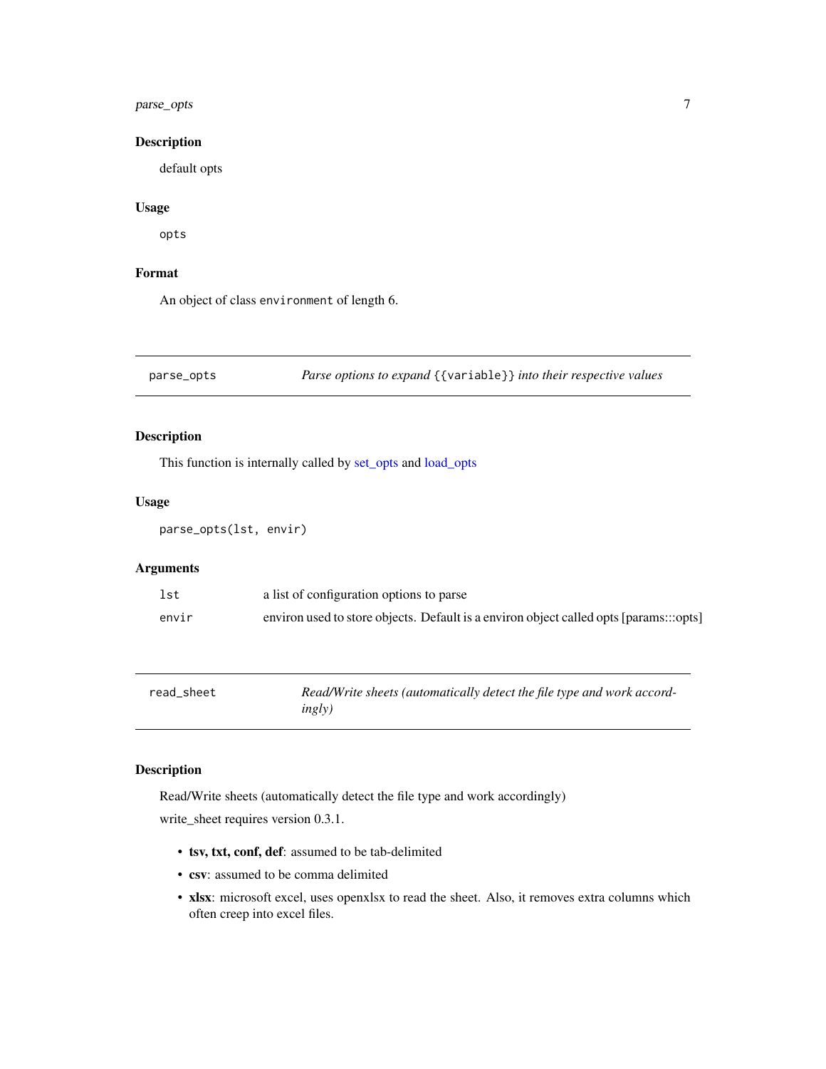## Description

default opts

## Usage

```
opts
```

## Format

An object of class `environment` of length 6.

---

# parse_opts — *Parse options to expand `{{variable}}` into their respective values*

## Description

This function is internally called by set_opts and load_opts

## Usage

```
parse_opts(lst, envir)
```

## Arguments

| | |
|---|---|
| `lst` | a list of configuration options to parse |
| `envir` | environ used to store objects. Default is a environ object called opts [params:::opts] |

---

# read_sheet — *Read/Write sheets (automatically detect the file type and work accordingly)*

## Description

Read/Write sheets (automatically detect the file type and work accordingly)

write_sheet requires version 0.3.1.

- **tsv, txt, conf, def**: assumed to be tab-delimited
- **csv**: assumed to be comma delimited
- **xlsx**: microsoft excel, uses openxlsx to read the sheet. Also, it removes extra columns which often creep into excel files.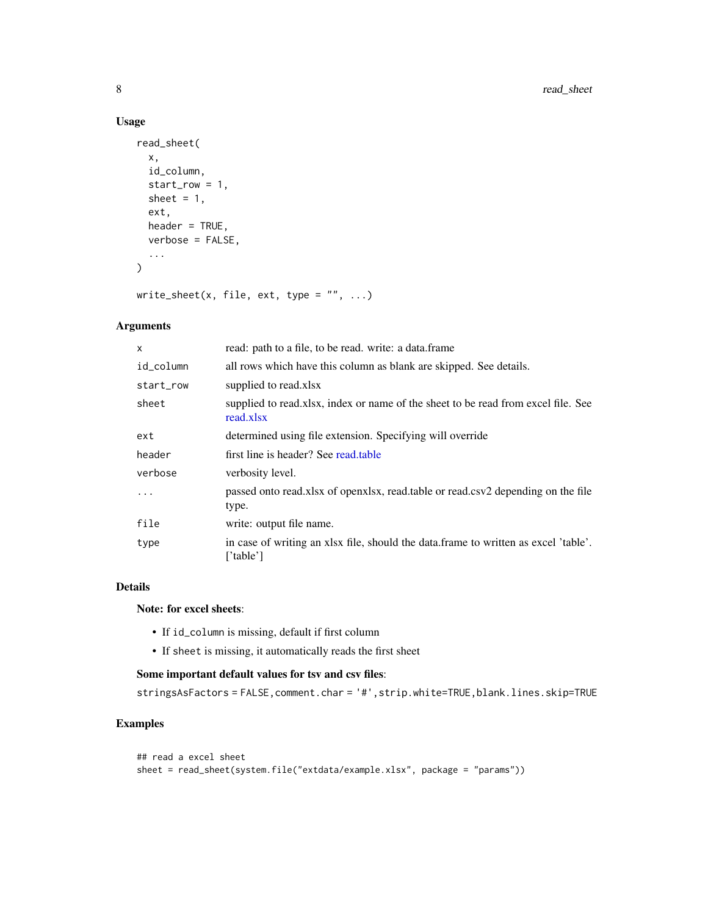## Usage

```
read_sheet(
  x,
  id_column,
  start_row = 1,
  sheet = 1,
  ext,
  header = TRUE,
  verbose = FALSE,
  ...
)

write_sheet(x, file, ext, type = "", ...)
```

## Arguments

| | |
|---|---|
| x | read: path to a file, to be read. write: a data.frame |
| id_column | all rows which have this column as blank are skipped. See details. |
| start_row | supplied to read.xlsx |
| sheet | supplied to read.xlsx, index or name of the sheet to be read from excel file. See read.xlsx |
| ext | determined using file extension. Specifying will override |
| header | first line is header? See read.table |
| verbose | verbosity level. |
| ... | passed onto read.xlsx of openxlsx, read.table or read.csv2 depending on the file type. |
| file | write: output file name. |
| type | in case of writing an xlsx file, should the data.frame to written as excel 'table'. ['table'] |

## Details

**Note: for excel sheets**:

- If `id_column` is missing, default if first column
- If `sheet` is missing, it automatically reads the first sheet

**Some important default values for tsv and csv files**:

`stringsAsFactors = FALSE,comment.char = '#',strip.white=TRUE,blank.lines.skip=TRUE`

## Examples

```
## read a excel sheet
sheet = read_sheet(system.file("extdata/example.xlsx", package = "params"))
```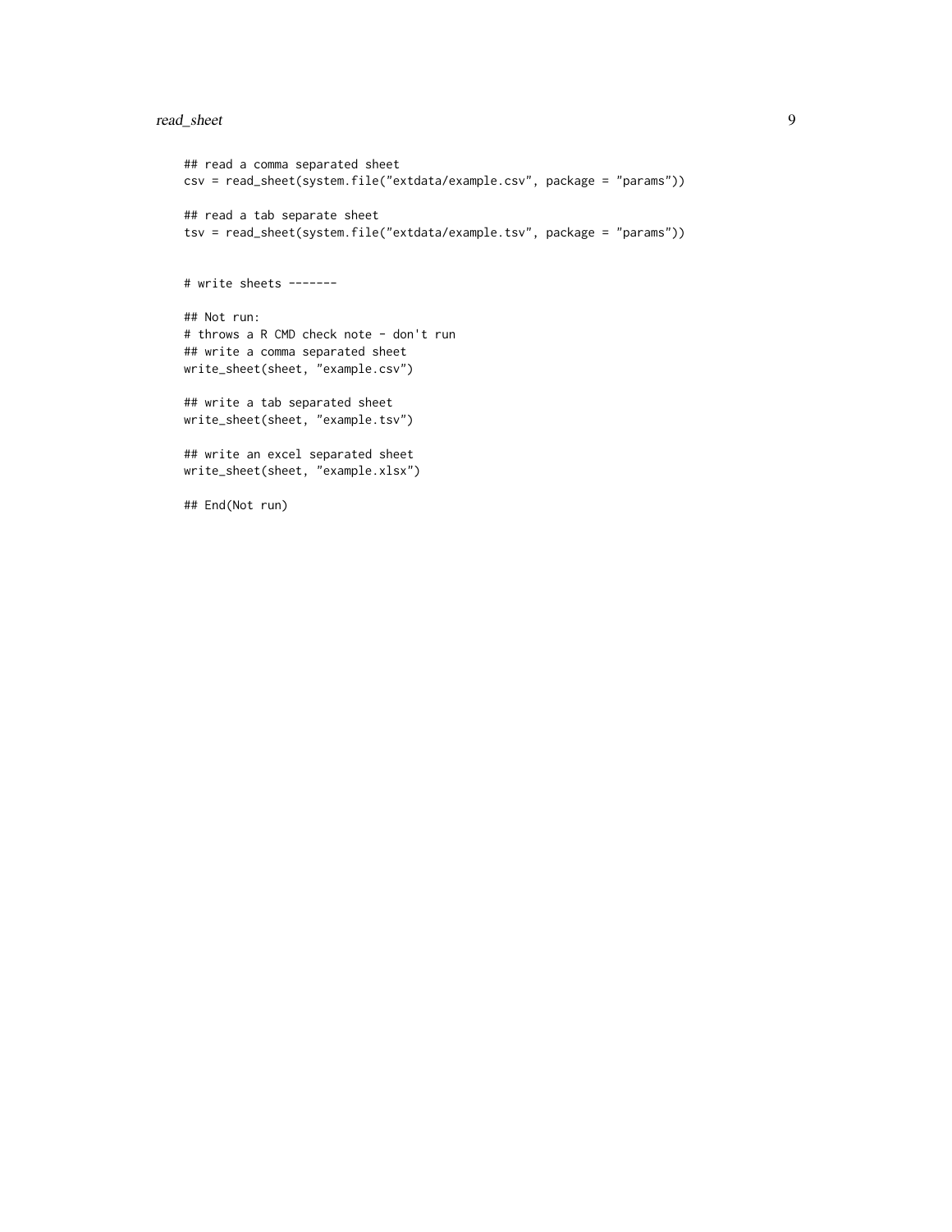```
## read a comma separated sheet
csv = read_sheet(system.file("extdata/example.csv", package = "params"))

## read a tab separate sheet
tsv = read_sheet(system.file("extdata/example.tsv", package = "params"))


# write sheets -------

## Not run:
# throws a R CMD check note - don't run
## write a comma separated sheet
write_sheet(sheet, "example.csv")

## write a tab separated sheet
write_sheet(sheet, "example.tsv")

## write an excel separated sheet
write_sheet(sheet, "example.xlsx")

## End(Not run)
```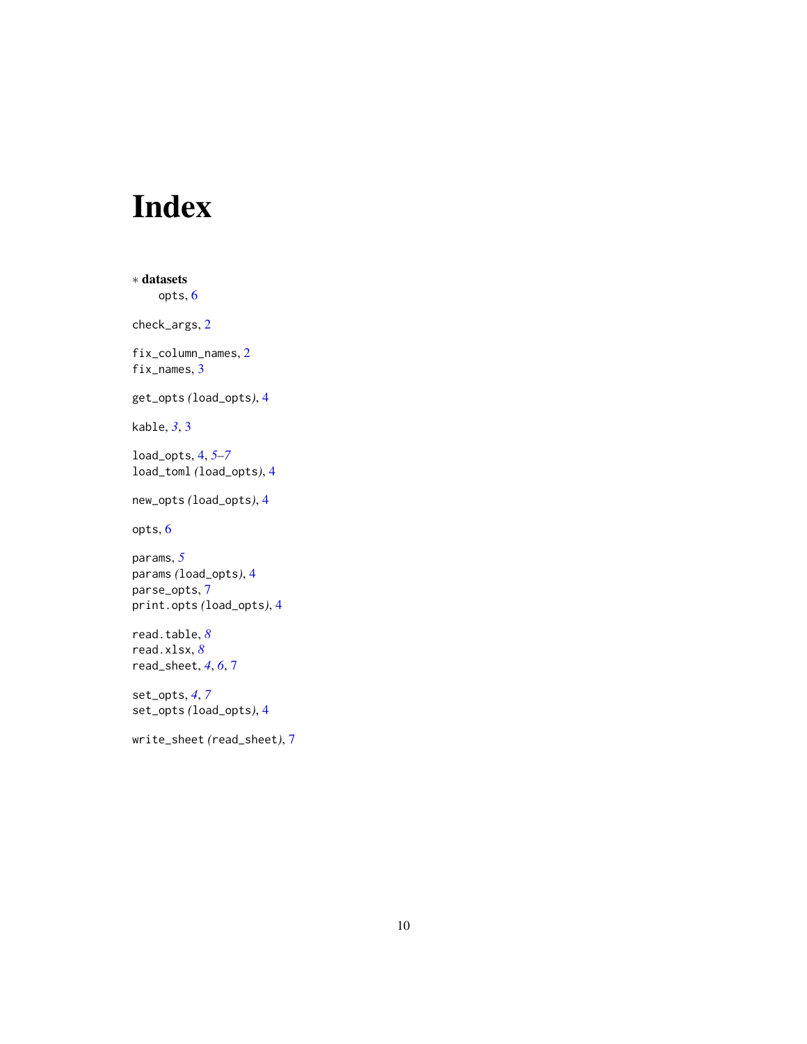# Index

∗ **datasets**
  opts, 6

check_args, 2

fix_column_names, 2
fix_names, 3

get_opts (load_opts), 4

kable, *3*, 3

load_opts, 4, *5–7*
load_toml (load_opts), 4

new_opts (load_opts), 4

opts, 6

params, *5*
params (load_opts), 4
parse_opts, 7
print.opts (load_opts), 4

read.table, *8*
read.xlsx, *8*
read_sheet, *4*, *6*, 7

set_opts, *4*, *7*
set_opts (load_opts), 4

write_sheet (read_sheet), 7